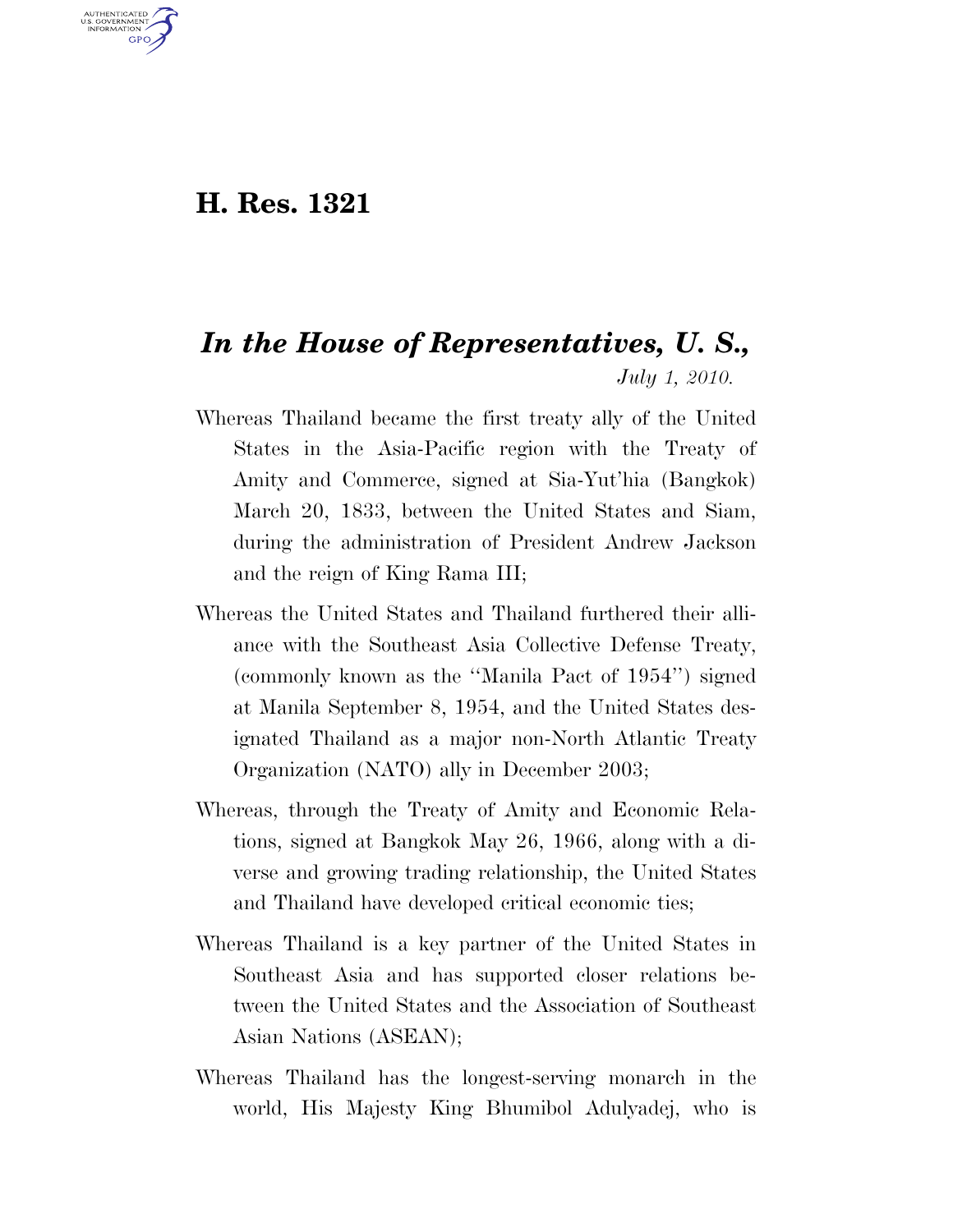# H. Res. 1321

## *In the House of Representatives, U. S.,*

*July 1, 2010.*

Whereas Thailand became the first treaty ally of the United States in the Asia-Pacific region with the Treaty of Amity and Commerce, signed at Sia-Yut'hia (Bangkok) March 20, 1833, between the United States and Siam, during the administration of President Andrew Jackson and the reign of King Rama III;

Whereas the United States and Thailand furthered their alliance with the Southeast Asia Collective Defense Treaty, (commonly known as the "Manila Pact of 1954") signed at Manila September 8, 1954, and the United States designated Thailand as a major non-North Atlantic Treaty Organization (NATO) ally in December 2003;

Whereas, through the Treaty of Amity and Economic Relations, signed at Bangkok May 26, 1966, along with a diverse and growing trading relationship, the United States and Thailand have developed critical economic ties;

Whereas Thailand is a key partner of the United States in Southeast Asia and has supported closer relations between the United States and the Association of Southeast Asian Nations (ASEAN);

Whereas Thailand has the longest-serving monarch in the world, His Majesty King Bhumibol Adulyadej, who is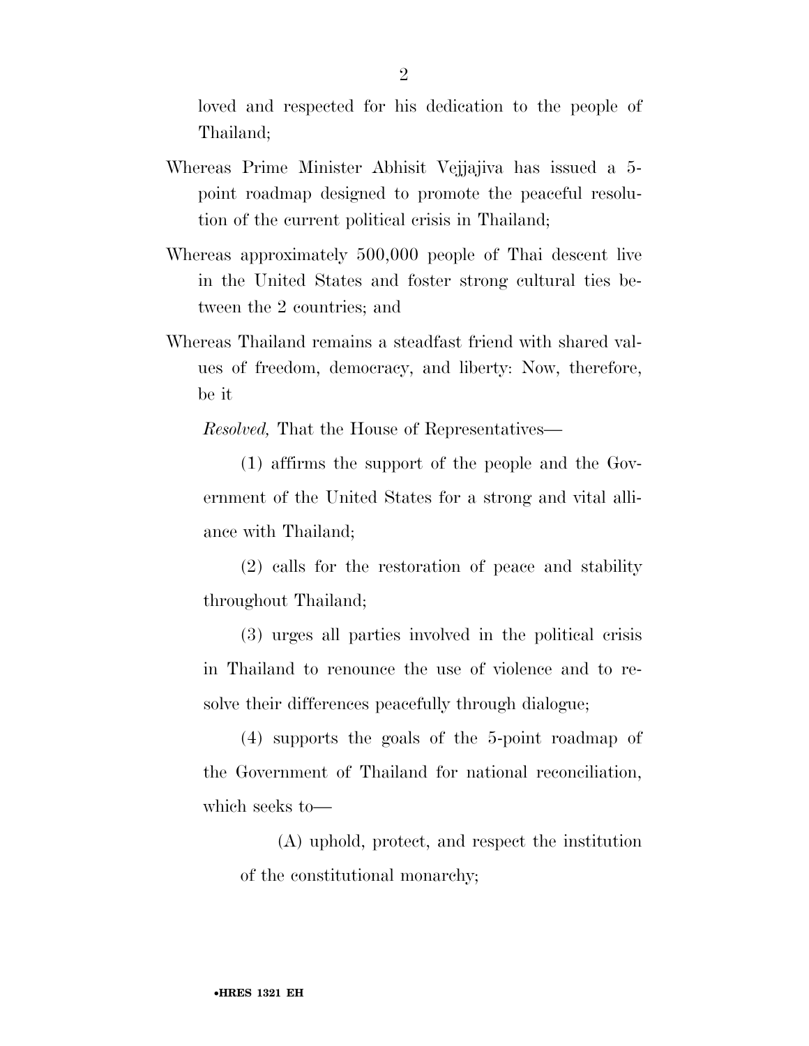loved and respected for his dedication to the people of Thailand;

Whereas Prime Minister Abhisit Vejjajiva has issued a 5-point roadmap designed to promote the peaceful resolution of the current political crisis in Thailand;

Whereas approximately 500,000 people of Thai descent live in the United States and foster strong cultural ties between the 2 countries; and

Whereas Thailand remains a steadfast friend with shared values of freedom, democracy, and liberty: Now, therefore, be it

*Resolved,* That the House of Representatives—

(1) affirms the support of the people and the Government of the United States for a strong and vital alliance with Thailand;

(2) calls for the restoration of peace and stability throughout Thailand;

(3) urges all parties involved in the political crisis in Thailand to renounce the use of violence and to resolve their differences peacefully through dialogue;

(4) supports the goals of the 5-point roadmap of the Government of Thailand for national reconciliation, which seeks to—

(A) uphold, protect, and respect the institution of the constitutional monarchy;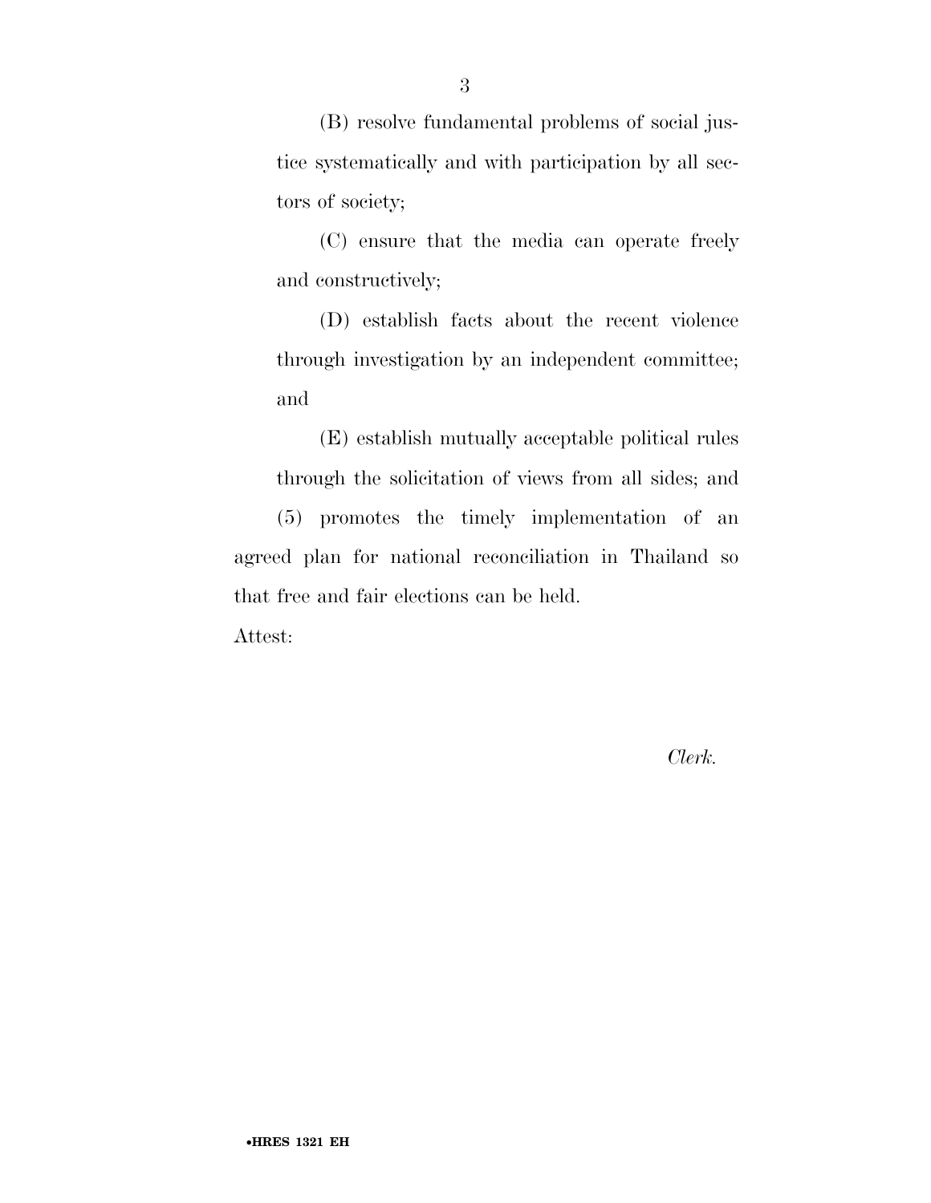(B) resolve fundamental problems of social justice systematically and with participation by all sectors of society;

(C) ensure that the media can operate freely and constructively;

(D) establish facts about the recent violence through investigation by an independent committee; and

(E) establish mutually acceptable political rules through the solicitation of views from all sides; and

(5) promotes the timely implementation of an agreed plan for national reconciliation in Thailand so that free and fair elections can be held.

Attest:

*Clerk.*